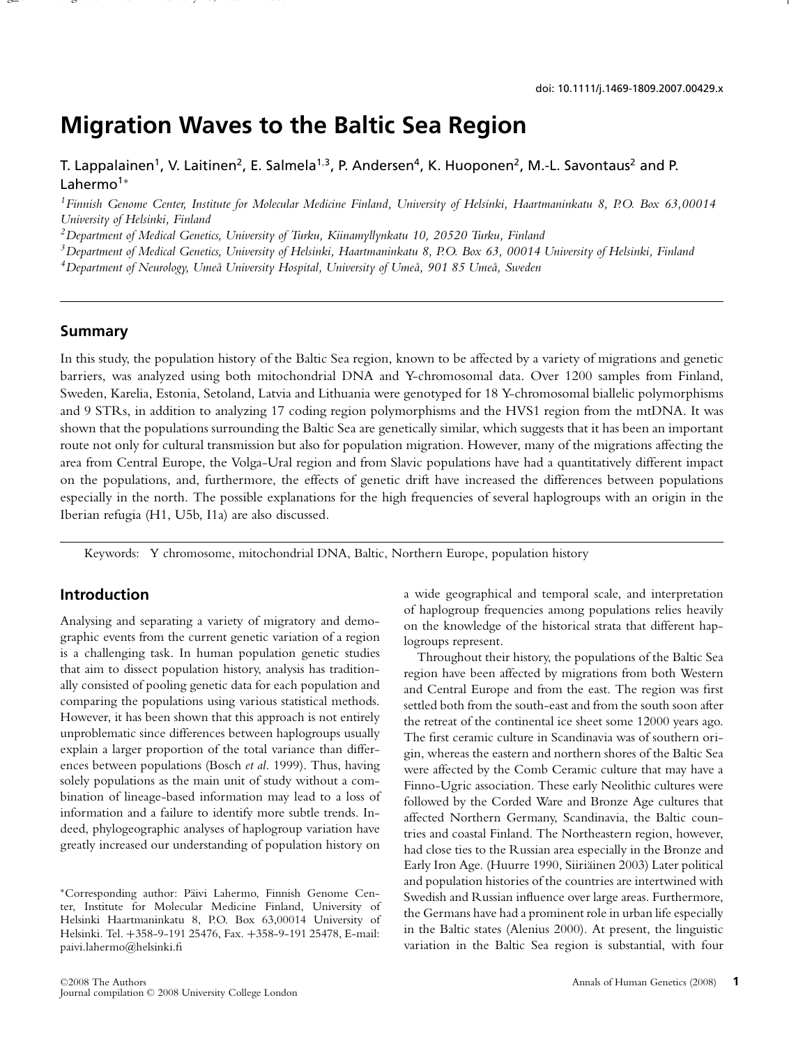doi: 10.1111/j.1469-1809.2007.00429.x

# Migration Waves to the Baltic Sea Region

T. Lappalainen[1], V. Laitinen[2], E. Salmela[1,3], P. Andersen[4], K. Huoponen[2], M.-L. Savontaus[2] and P. Lahermo[1]*

[1]*Finnish Genome Center, Institute for Molecular Medicine Finland, University of Helsinki, Haartmaninkatu 8, P.O. Box 63,00014 University of Helsinki, Finland*

[2]*Department of Medical Genetics, University of Turku, Kiinamyllynkatu 10, 20520 Turku, Finland*

[3]*Department of Medical Genetics, University of Helsinki, Haartmaninkatu 8, P.O. Box 63, 00014 University of Helsinki, Finland*

[4]*Department of Neurology, Umeå University Hospital, University of Umeå, 901 85 Umeå, Sweden*

## Summary

In this study, the population history of the Baltic Sea region, known to be affected by a variety of migrations and genetic barriers, was analyzed using both mitochondrial DNA and Y-chromosomal data. Over 1200 samples from Finland, Sweden, Karelia, Estonia, Setoland, Latvia and Lithuania were genotyped for 18 Y-chromosomal biallelic polymorphisms and 9 STRs, in addition to analyzing 17 coding region polymorphisms and the HVS1 region from the mtDNA. It was shown that the populations surrounding the Baltic Sea are genetically similar, which suggests that it has been an important route not only for cultural transmission but also for population migration. However, many of the migrations affecting the area from Central Europe, the Volga-Ural region and from Slavic populations have had a quantitatively different impact on the populations, and, furthermore, the effects of genetic drift have increased the differences between populations especially in the north. The possible explanations for the high frequencies of several haplogroups with an origin in the Iberian refugia (H1, U5b, I1a) are also discussed.

Keywords: Y chromosome, mitochondrial DNA, Baltic, Northern Europe, population history

## Introduction

Analysing and separating a variety of migratory and demographic events from the current genetic variation of a region is a challenging task. In human population genetic studies that aim to dissect population history, analysis has traditionally consisted of pooling genetic data for each population and comparing the populations using various statistical methods. However, it has been shown that this approach is not entirely unproblematic since differences between haplogroups usually explain a larger proportion of the total variance than differences between populations (Bosch *et al*. 1999). Thus, having solely populations as the main unit of study without a combination of lineage-based information may lead to a loss of information and a failure to identify more subtle trends. Indeed, phylogeographic analyses of haplogroup variation have greatly increased our understanding of population history on a wide geographical and temporal scale, and interpretation of haplogroup frequencies among populations relies heavily on the knowledge of the historical strata that different haplogroups represent.

Throughout their history, the populations of the Baltic Sea region have been affected by migrations from both Western and Central Europe and from the east. The region was first settled both from the south-east and from the south soon after the retreat of the continental ice sheet some 12000 years ago. The first ceramic culture in Scandinavia was of southern origin, whereas the eastern and northern shores of the Baltic Sea were affected by the Comb Ceramic culture that may have a Finno-Ugric association. These early Neolithic cultures were followed by the Corded Ware and Bronze Age cultures that affected Northern Germany, Scandinavia, the Baltic countries and coastal Finland. The Northeastern region, however, had close ties to the Russian area especially in the Bronze and Early Iron Age. (Huurre 1990, Siiriäinen 2003) Later political and population histories of the countries are intertwined with Swedish and Russian influence over large areas. Furthermore, the Germans have had a prominent role in urban life especially in the Baltic states (Alenius 2000). At present, the linguistic variation in the Baltic Sea region is substantial, with four

*Corresponding author: Päivi Lahermo, Finnish Genome Center, Institute for Molecular Medicine Finland, University of Helsinki Haartmaninkatu 8, P.O. Box 63,00014 University of Helsinki. Tel. +358-9-191 25476, Fax. +358-9-191 25478, E-mail: paivi.lahermo@helsinki.fi

©2008 The Authors
Journal compilation © 2008 University College London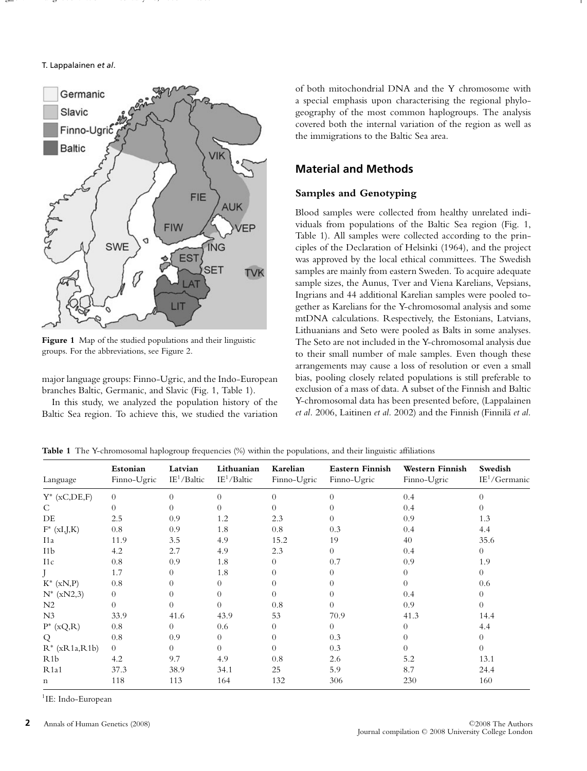Figure 1 Map of the studied populations and their linguistic groups. For the abbreviations, see Figure 2.

major language groups: Finno-Ugric, and the Indo-European branches Baltic, Germanic, and Slavic (Fig. 1, Table 1).

In this study, we analyzed the population history of the Baltic Sea region. To achieve this, we studied the variation of both mitochondrial DNA and the Y chromosome with a special emphasis upon characterising the regional phylogeography of the most common haplogroups. The analysis covered both the internal variation of the region as well as the immigrations to the Baltic Sea area.

## Material and Methods

### Samples and Genotyping

Blood samples were collected from healthy unrelated individuals from populations of the Baltic Sea region (Fig. 1, Table 1). All samples were collected according to the principles of the Declaration of Helsinki (1964), and the project was approved by the local ethical committees. The Swedish samples are mainly from eastern Sweden. To acquire adequate sample sizes, the Aunus, Tver and Viena Karelians, Vepsians, Ingrians and 44 additional Karelian samples were pooled together as Karelians for the Y-chromosomal analysis and some mtDNA calculations. Respectively, the Estonians, Latvians, Lithuanians and Seto were pooled as Balts in some analyses. The Seto are not included in the Y-chromosomal analysis due to their small number of male samples. Even though these arrangements may cause a loss of resolution or even a small bias, pooling closely related populations is still preferable to exclusion of a mass of data. A subset of the Finnish and Baltic Y-chromosomal data has been presented before, (Lappalainen *et al*. 2006, Laitinen *et al*. 2002) and the Finnish (Finnilä *et al*.

**Table 1** The Y-chromosomal haplogroup frequencies (%) within the populations, and their linguistic affiliations

| Language | **Estonian** Finno-Ugric | **Latvian** IE[1]/Baltic | **Lithuanian** IE[1]/Baltic | **Karelian** Finno-Ugric | **Eastern Finnish** Finno-Ugric | **Western Finnish** Finno-Ugric | **Swedish** IE[1]/Germanic |
|---|---|---|---|---|---|---|---|
| Y* (xC,DE,F) | 0 | 0 | 0 | 0 | 0 | 0.4 | 0 |
| C | 0 | 0 | 0 | 0 | 0 | 0.4 | 0 |
| DE | 2.5 | 0.9 | 1.2 | 2.3 | 0 | 0.9 | 1.3 |
| F* (xI,J,K) | 0.8 | 0.9 | 1.8 | 0.8 | 0.3 | 0.4 | 4.4 |
| I1a | 11.9 | 3.5 | 4.9 | 15.2 | 19 | 40 | 35.6 |
| I1b | 4.2 | 2.7 | 4.9 | 2.3 | 0 | 0.4 | 0 |
| I1c | 0.8 | 0.9 | 1.8 | 0 | 0.7 | 0.9 | 1.9 |
| J | 1.7 | 0 | 1.8 | 0 | 0 | 0 | 0 |
| K* (xN,P) | 0.8 | 0 | 0 | 0 | 0 | 0 | 0.6 |
| N* (xN2,3) | 0 | 0 | 0 | 0 | 0 | 0.4 | 0 |
| N2 | 0 | 0 | 0 | 0.8 | 0 | 0.9 | 0 |
| N3 | 33.9 | 41.6 | 43.9 | 53 | 70.9 | 41.3 | 14.4 |
| P* (xQ,R) | 0.8 | 0 | 0.6 | 0 | 0 | 0 | 4.4 |
| Q | 0.8 | 0.9 | 0 | 0 | 0.3 | 0 | 0 |
| R* (xR1a,R1b) | 0 | 0 | 0 | 0 | 0.3 | 0 | 0 |
| R1b | 4.2 | 9.7 | 4.9 | 0.8 | 2.6 | 5.2 | 13.1 |
| R1a1 | 37.3 | 38.9 | 34.1 | 25 | 5.9 | 8.7 | 24.4 |
| n | 118 | 113 | 164 | 132 | 306 | 230 | 160 |

[1]IE: Indo-European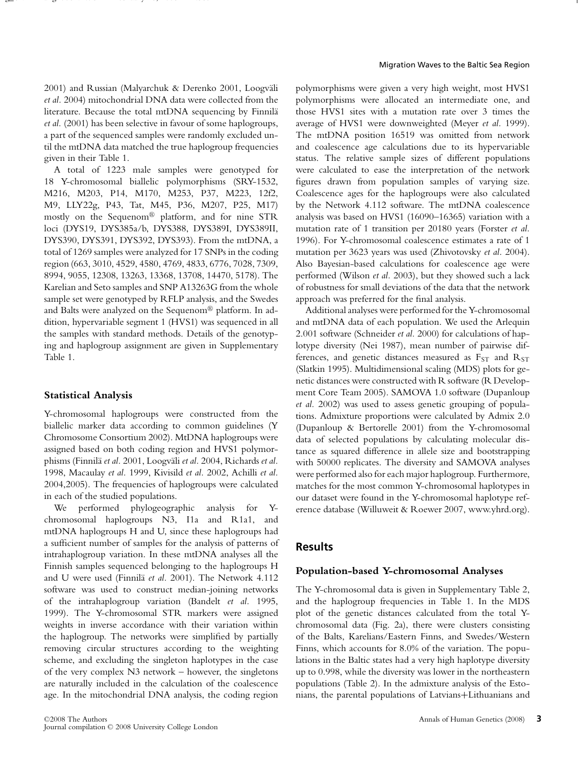2001) and Russian (Malyarchuk & Derenko 2001, Loogväli *et al.* 2004) mitochondrial DNA data were collected from the literature. Because the total mtDNA sequencing by Finnilä *et al.* (2001) has been selective in favour of some haplogroups, a part of the sequenced samples were randomly excluded until the mtDNA data matched the true haplogroup frequencies given in their Table 1.

A total of 1223 male samples were genotyped for 18 Y-chromosomal biallelic polymorphisms (SRY-1532, M216, M203, P14, M170, M253, P37, M223, 12f2, M9, LLY22g, P43, Tat, M45, P36, M207, P25, M17) mostly on the Sequenom® platform, and for nine STR loci (DYS19, DYS385a/b, DYS388, DYS389I, DYS389II, DYS390, DYS391, DYS392, DYS393). From the mtDNA, a total of 1269 samples were analyzed for 17 SNPs in the coding region (663, 3010, 4529, 4580, 4769, 4833, 6776, 7028, 7309, 8994, 9055, 12308, 13263, 13368, 13708, 14470, 5178). The Karelian and Seto samples and SNP A13263G from the whole sample set were genotyped by RFLP analysis, and the Swedes and Balts were analyzed on the Sequenom® platform. In addition, hypervariable segment 1 (HVS1) was sequenced in all the samples with standard methods. Details of the genotyping and haplogroup assignment are given in Supplementary Table 1.

### Statistical Analysis

Y-chromosomal haplogroups were constructed from the biallelic marker data according to common guidelines (Y Chromosome Consortium 2002). MtDNA haplogroups were assigned based on both coding region and HVS1 polymorphisms (Finnilä *et al.* 2001, Loogväli *et al.* 2004, Richards *et al.* 1998, Macaulay *et al.* 1999, Kivisild *et al.* 2002, Achilli *et al.* 2004,2005). The frequencies of haplogroups were calculated in each of the studied populations.

We performed phylogeographic analysis for Y-chromosomal haplogroups N3, I1a and R1a1, and mtDNA haplogroups H and U, since these haplogroups had a sufficient number of samples for the analysis of patterns of intrahaplogroup variation. In these mtDNA analyses all the Finnish samples sequenced belonging to the haplogroups H and U were used (Finnilä *et al.* 2001). The Network 4.112 software was used to construct median-joining networks of the intrahaplogroup variation (Bandelt *et al.* 1995, 1999). The Y-chromosomal STR markers were assigned weights in inverse accordance with their variation within the haplogroup. The networks were simplified by partially removing circular structures according to the weighting scheme, and excluding the singleton haplotypes in the case of the very complex N3 network – however, the singletons are naturally included in the calculation of the coalescence age. In the mitochondrial DNA analysis, the coding region polymorphisms were given a very high weight, most HVS1 polymorphisms were allocated an intermediate one, and those HVS1 sites with a mutation rate over 3 times the average of HVS1 were downweighted (Meyer *et al.* 1999). The mtDNA position 16519 was omitted from network and coalescence age calculations due to its hypervariable status. The relative sample sizes of different populations were calculated to ease the interpretation of the network figures drawn from population samples of varying size. Coalescence ages for the haplogroups were also calculated by the Network 4.112 software. The mtDNA coalescence analysis was based on HVS1 (16090–16365) variation with a mutation rate of 1 transition per 20180 years (Forster *et al.* 1996). For Y-chromosomal coalescence estimates a rate of 1 mutation per 3623 years was used (Zhivotovsky *et al.* 2004). Also Bayesian-based calculations for coalescence age were performed (Wilson *et al.* 2003), but they showed such a lack of robustness for small deviations of the data that the network approach was preferred for the final analysis.

Additional analyses were performed for the Y-chromosomal and mtDNA data of each population. We used the Arlequin 2.001 software (Schneider *et al.* 2000) for calculations of haplotype diversity (Nei 1987), mean number of pairwise differences, and genetic distances measured as $F_{ST}$ and $R_{ST}$ (Slatkin 1995). Multidimensional scaling (MDS) plots for genetic distances were constructed with R software (R Development Core Team 2005). SAMOVA 1.0 software (Dupanloup *et al.* 2002) was used to assess genetic grouping of populations. Admixture proportions were calculated by Admix 2.0 (Dupanloup & Bertorelle 2001) from the Y-chromosomal data of selected populations by calculating molecular distance as squared difference in allele size and bootstrapping with 50000 replicates. The diversity and SAMOVA analyses were performed also for each major haplogroup. Furthermore, matches for the most common Y-chromosomal haplotypes in our dataset were found in the Y-chromosomal haplotype reference database (Willuweit & Roewer 2007, www.yhrd.org).

## Results

### Population-based Y-chromosomal Analyses

The Y-chromosomal data is given in Supplementary Table 2, and the haplogroup frequencies in Table 1. In the MDS plot of the genetic distances calculated from the total Y-chromosomal data (Fig. 2a), there were clusters consisting of the Balts, Karelians/Eastern Finns, and Swedes/Western Finns, which accounts for 8.0% of the variation. The populations in the Baltic states had a very high haplotype diversity up to 0.998, while the diversity was lower in the northeastern populations (Table 2). In the admixture analysis of the Estonians, the parental populations of Latvians+Lithuanians and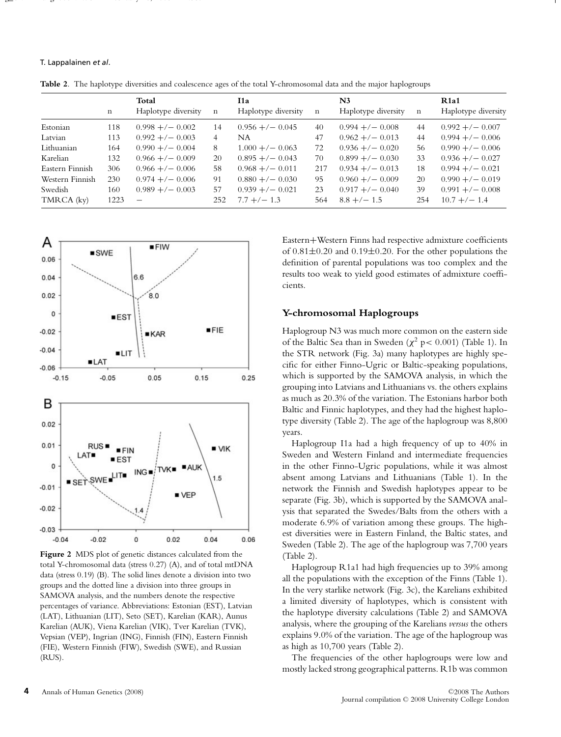**Table 2**. The haplotype diversities and coalescence ages of the total Y-chromosomal data and the major haplogroups

| | Total | | I1a | | N3 | | R1a1 | |
|---|---|---|---|---|---|---|---|---|
| | n | Haplotype diversity | n | Haplotype diversity | n | Haplotype diversity | n | Haplotype diversity |
| Estonian | 118 | 0.998 +/− 0.002 | 14 | 0.956 +/− 0.045 | 40 | 0.994 +/− 0.008 | 44 | 0.992 +/− 0.007 |
| Latvian | 113 | 0.992 +/− 0.003 | 4 | NA | 47 | 0.962 +/− 0.013 | 44 | 0.994 +/− 0.006 |
| Lithuanian | 164 | 0.990 +/− 0.004 | 8 | 1.000 +/− 0.063 | 72 | 0.936 +/− 0.020 | 56 | 0.990 +/− 0.006 |
| Karelian | 132 | 0.966 +/− 0.009 | 20 | 0.895 +/− 0.043 | 70 | 0.899 +/− 0.030 | 33 | 0.936 +/− 0.027 |
| Eastern Finnish | 306 | 0.966 +/− 0.006 | 58 | 0.968 +/− 0.011 | 217 | 0.934 +/− 0.013 | 18 | 0.994 +/− 0.021 |
| Western Finnish | 230 | 0.974 +/− 0.006 | 91 | 0.880 +/− 0.030 | 95 | 0.960 +/− 0.009 | 20 | 0.990 +/− 0.019 |
| Swedish | 160 | 0.989 +/− 0.003 | 57 | 0.939 +/− 0.021 | 23 | 0.917 +/− 0.040 | 39 | 0.991 +/− 0.008 |
| TMRCA (ky) | 1223 | − | 252 | 7.7 +/− 1.3 | 564 | 8.8 +/− 1.5 | 254 | 10.7 +/− 1.4 |

**Figure 2** MDS plot of genetic distances calculated from the total Y-chromosomal data (stress 0.27) (A), and of total mtDNA data (stress 0.19) (B). The solid lines denote a division into two groups and the dotted line a division into three groups in SAMOVA analysis, and the numbers denote the respective percentages of variance. Abbreviations: Estonian (EST), Latvian (LAT), Lithuanian (LIT), Seto (SET), Karelian (KAR), Aunus Karelian (AUK), Viena Karelian (VIK), Tver Karelian (TVK), Vepsian (VEP), Ingrian (ING), Finnish (FIN), Eastern Finnish (FIE), Western Finnish (FIW), Swedish (SWE), and Russian (RUS).

Eastern+Western Finns had respective admixture coefficients of 0.81±0.20 and 0.19±0.20. For the other populations the definition of parental populations was too complex and the results too weak to yield good estimates of admixture coefficients.

## Y-chromosomal Haplogroups

Haplogroup N3 was much more common on the eastern side of the Baltic Sea than in Sweden ($\chi^2$ $p < 0.001$) (Table 1). In the STR network (Fig. 3a) many haplotypes are highly specific for either Finno-Ugric or Baltic-speaking populations, which is supported by the SAMOVA analysis, in which the grouping into Latvians and Lithuanians vs. the others explains as much as 20.3% of the variation. The Estonians harbor both Baltic and Finnic haplotypes, and they had the highest haplotype diversity (Table 2). The age of the haplogroup was 8,800 years.

Haplogroup I1a had a high frequency of up to 40% in Sweden and Western Finland and intermediate frequencies in the other Finno-Ugric populations, while it was almost absent among Latvians and Lithuanians (Table 1). In the network the Finnish and Swedish haplotypes appear to be separate (Fig. 3b), which is supported by the SAMOVA analysis that separated the Swedes/Balts from the others with a moderate 6.9% of variation among these groups. The highest diversities were in Eastern Finland, the Baltic states, and Sweden (Table 2). The age of the haplogroup was 7,700 years (Table 2).

Haplogroup R1a1 had high frequencies up to 39% among all the populations with the exception of the Finns (Table 1). In the very starlike network (Fig. 3c), the Karelians exhibited a limited diversity of haplotypes, which is consistent with the haplotype diversity calculations (Table 2) and SAMOVA analysis, where the grouping of the Karelians *versus* the others explains 9.0% of the variation. The age of the haplogroup was as high as 10,700 years (Table 2).

The frequencies of the other haplogroups were low and mostly lacked strong geographical patterns. R1b was common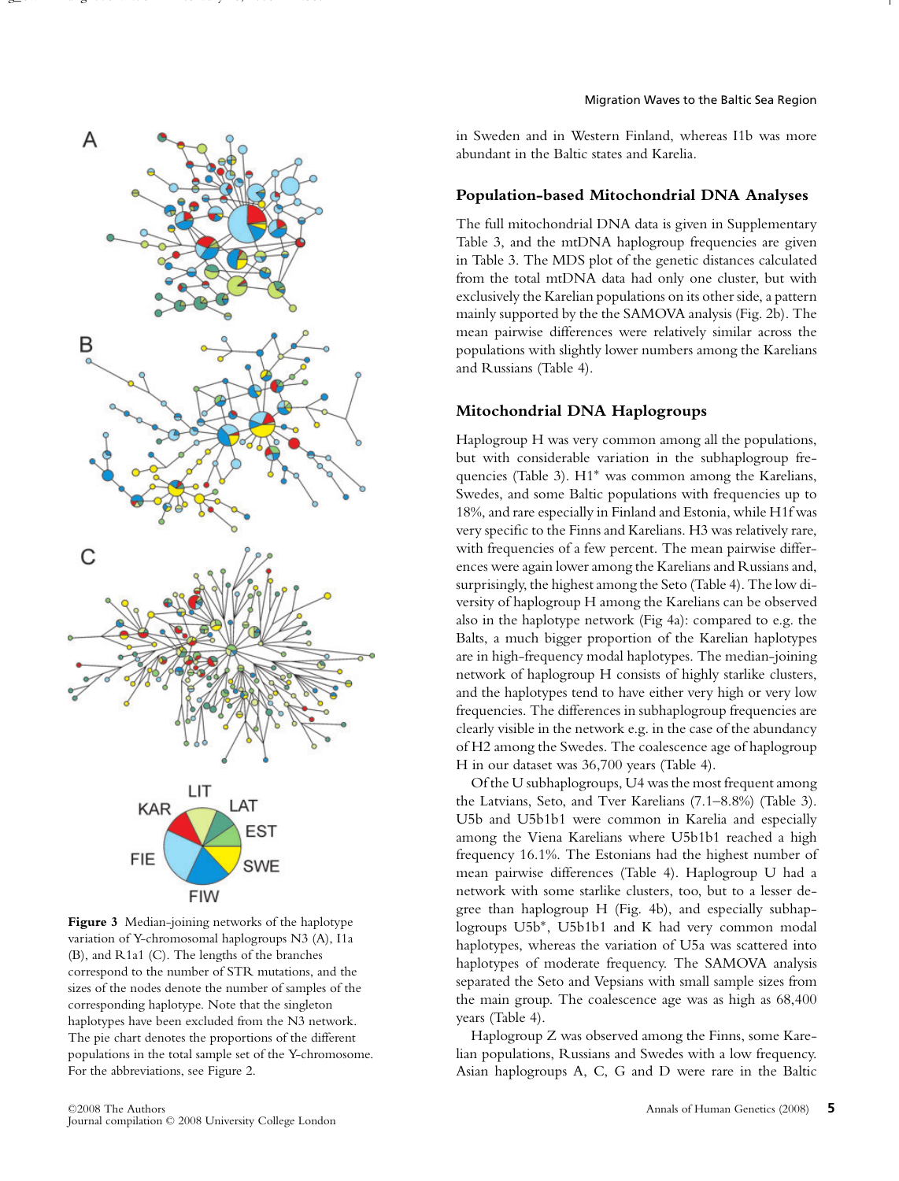Figure 3 Median-joining networks of the haplotype variation of Y-chromosomal haplogroups N3 (A), I1a (B), and R1a1 (C). The lengths of the branches correspond to the number of STR mutations, and the sizes of the nodes denote the number of samples of the corresponding haplotype. Note that the singleton haplotypes have been excluded from the N3 network. The pie chart denotes the proportions of the different populations in the total sample set of the Y-chromosome. For the abbreviations, see Figure 2.

in Sweden and in Western Finland, whereas I1b was more abundant in the Baltic states and Karelia.

### Population-based Mitochondrial DNA Analyses

The full mitochondrial DNA data is given in Supplementary Table 3, and the mtDNA haplogroup frequencies are given in Table 3. The MDS plot of the genetic distances calculated from the total mtDNA data had only one cluster, but with exclusively the Karelian populations on its other side, a pattern mainly supported by the the SAMOVA analysis (Fig. 2b). The mean pairwise differences were relatively similar across the populations with slightly lower numbers among the Karelians and Russians (Table 4).

### Mitochondrial DNA Haplogroups

Haplogroup H was very common among all the populations, but with considerable variation in the subhaplogroup frequencies (Table 3). H1* was common among the Karelians, Swedes, and some Baltic populations with frequencies up to 18%, and rare especially in Finland and Estonia, while H1f was very specific to the Finns and Karelians. H3 was relatively rare, with frequencies of a few percent. The mean pairwise differences were again lower among the Karelians and Russians and, surprisingly, the highest among the Seto (Table 4). The low diversity of haplogroup H among the Karelians can be observed also in the haplotype network (Fig 4a): compared to e.g. the Balts, a much bigger proportion of the Karelian haplotypes are in high-frequency modal haplotypes. The median-joining network of haplogroup H consists of highly starlike clusters, and the haplotypes tend to have either very high or very low frequencies. The differences in subhaplogroup frequencies are clearly visible in the network e.g. in the case of the abundancy of H2 among the Swedes. The coalescence age of haplogroup H in our dataset was 36,700 years (Table 4).

Of the U subhaplogroups, U4 was the most frequent among the Latvians, Seto, and Tver Karelians (7.1–8.8%) (Table 3). U5b and U5b1b1 were common in Karelia and especially among the Viena Karelians where U5b1b1 reached a high frequency 16.1%. The Estonians had the highest number of mean pairwise differences (Table 4). Haplogroup U had a network with some starlike clusters, too, but to a lesser degree than haplogroup H (Fig. 4b), and especially subhaplogroups U5b*, U5b1b1 and K had very common modal haplotypes, whereas the variation of U5a was scattered into haplotypes of moderate frequency. The SAMOVA analysis separated the Seto and Vepsians with small sample sizes from the main group. The coalescence age was as high as 68,400 years (Table 4).

Haplogroup Z was observed among the Finns, some Karelian populations, Russians and Swedes with a low frequency. Asian haplogroups A, C, G and D were rare in the Baltic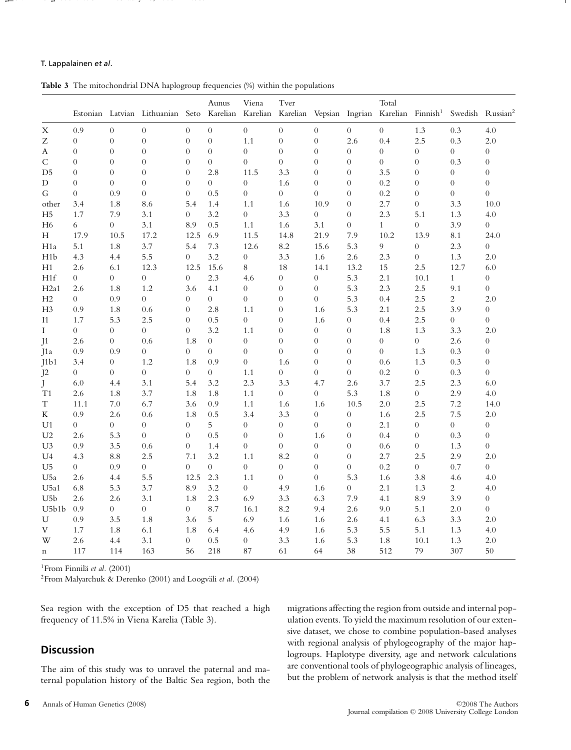**Table 3** The mitochondrial DNA haplogroup frequencies (%) within the populations

| | Estonian | Latvian | Lithuanian | Seto | Aunus Karelian | Viena Karelian | Tver Karelian | Vepsian | Ingrian | Total Karelian | Finnish[1] | Swedish | Russian[2] |
|---|---|---|---|---|---|---|---|---|---|---|---|---|---|
| X | 0.9 | 0 | 0 | 0 | 0 | 0 | 0 | 0 | 0 | 0 | 1.3 | 0.3 | 4.0 |
| Z | 0 | 0 | 0 | 0 | 0 | 1.1 | 0 | 0 | 2.6 | 0.4 | 2.5 | 0.3 | 2.0 |
| A | 0 | 0 | 0 | 0 | 0 | 0 | 0 | 0 | 0 | 0 | 0 | 0 | 0 |
| C | 0 | 0 | 0 | 0 | 0 | 0 | 0 | 0 | 0 | 0 | 0 | 0.3 | 0 |
| D5 | 0 | 0 | 0 | 0 | 2.8 | 11.5 | 3.3 | 0 | 0 | 3.5 | 0 | 0 | 0 |
| D | 0 | 0 | 0 | 0 | 0 | 0 | 1.6 | 0 | 0 | 0.2 | 0 | 0 | 0 |
| G | 0 | 0.9 | 0 | 0 | 0.5 | 0 | 0 | 0 | 0 | 0.2 | 0 | 0 | 0 |
| other | 3.4 | 1.8 | 8.6 | 5.4 | 1.4 | 1.1 | 1.6 | 10.9 | 0 | 2.7 | 0 | 3.3 | 10.0 |
| H5 | 1.7 | 7.9 | 3.1 | 0 | 3.2 | 0 | 3.3 | 0 | 0 | 2.3 | 5.1 | 1.3 | 4.0 |
| H6 | 6 | 0 | 3.1 | 8.9 | 0.5 | 1.1 | 1.6 | 3.1 | 0 | 1 | 0 | 3.9 | 0 |
| H | 17.9 | 10.5 | 17.2 | 12.5 | 6.9 | 11.5 | 14.8 | 21.9 | 7.9 | 10.2 | 13.9 | 8.1 | 24.0 |
| H1a | 5.1 | 1.8 | 3.7 | 5.4 | 7.3 | 12.6 | 8.2 | 15.6 | 5.3 | 9 | 0 | 2.3 | 0 |
| H1b | 4.3 | 4.4 | 5.5 | 0 | 3.2 | 0 | 3.3 | 1.6 | 2.6 | 2.3 | 0 | 1.3 | 2.0 |
| H1 | 2.6 | 6.1 | 12.3 | 12.5 | 15.6 | 8 | 18 | 14.1 | 13.2 | 15 | 2.5 | 12.7 | 6.0 |
| H1f | 0 | 0 | 0 | 0 | 2.3 | 4.6 | 0 | 0 | 5.3 | 2.1 | 10.1 | 1 | 0 |
| H2a1 | 2.6 | 1.8 | 1.2 | 3.6 | 4.1 | 0 | 0 | 0 | 5.3 | 2.3 | 2.5 | 9.1 | 0 |
| H2 | 0 | 0.9 | 0 | 0 | 0 | 0 | 0 | 0 | 5.3 | 0.4 | 2.5 | 2 | 2.0 |
| H3 | 0.9 | 1.8 | 0.6 | 0 | 2.8 | 1.1 | 0 | 1.6 | 5.3 | 2.1 | 2.5 | 3.9 | 0 |
| I1 | 1.7 | 5.3 | 2.5 | 0 | 0.5 | 0 | 0 | 1.6 | 0 | 0.4 | 2.5 | 0 | 0 |
| I | 0 | 0 | 0 | 0 | 3.2 | 1.1 | 0 | 0 | 0 | 1.8 | 1.3 | 3.3 | 2.0 |
| J1 | 2.6 | 0 | 0.6 | 1.8 | 0 | 0 | 0 | 0 | 0 | 0 | 0 | 2.6 | 0 |
| J1a | 0.9 | 0.9 | 0 | 0 | 0 | 0 | 0 | 0 | 0 | 0 | 1.3 | 0.3 | 0 |
| J1b1 | 3.4 | 0 | 1.2 | 1.8 | 0.9 | 0 | 1.6 | 0 | 0 | 0.6 | 1.3 | 0.3 | 0 |
| J2 | 0 | 0 | 0 | 0 | 0 | 1.1 | 0 | 0 | 0 | 0.2 | 0 | 0.3 | 0 |
| J | 6.0 | 4.4 | 3.1 | 5.4 | 3.2 | 2.3 | 3.3 | 4.7 | 2.6 | 3.7 | 2.5 | 2.3 | 6.0 |
| T1 | 2.6 | 1.8 | 3.7 | 1.8 | 1.8 | 1.1 | 0 | 0 | 5.3 | 1.8 | 0 | 2.9 | 4.0 |
| T | 11.1 | 7.0 | 6.7 | 3.6 | 0.9 | 1.1 | 1.6 | 1.6 | 10.5 | 2.0 | 2.5 | 7.2 | 14.0 |
| K | 0.9 | 2.6 | 0.6 | 1.8 | 0.5 | 3.4 | 3.3 | 0 | 0 | 1.6 | 2.5 | 7.5 | 2.0 |
| U1 | 0 | 0 | 0 | 0 | 5 | 0 | 0 | 0 | 0 | 2.1 | 0 | 0 | 0 |
| U2 | 2.6 | 5.3 | 0 | 0 | 0.5 | 0 | 0 | 1.6 | 0 | 0.4 | 0 | 0.3 | 0 |
| U3 | 0.9 | 3.5 | 0.6 | 0 | 1.4 | 0 | 0 | 0 | 0 | 0.6 | 0 | 1.3 | 0 |
| U4 | 4.3 | 8.8 | 2.5 | 7.1 | 3.2 | 1.1 | 8.2 | 0 | 0 | 2.7 | 2.5 | 2.9 | 2.0 |
| U5 | 0 | 0.9 | 0 | 0 | 0 | 0 | 0 | 0 | 0 | 0.2 | 0 | 0.7 | 0 |
| U5a | 2.6 | 4.4 | 5.5 | 12.5 | 2.3 | 1.1 | 0 | 0 | 5.3 | 1.6 | 3.8 | 4.6 | 4.0 |
| U5a1 | 6.8 | 5.3 | 3.7 | 8.9 | 3.2 | 0 | 4.9 | 1.6 | 0 | 2.1 | 1.3 | 2 | 4.0 |
| U5b | 2.6 | 2.6 | 3.1 | 1.8 | 2.3 | 6.9 | 3.3 | 6.3 | 7.9 | 4.1 | 8.9 | 3.9 | 0 |
| U5b1b | 0.9 | 0 | 0 | 0 | 8.7 | 16.1 | 8.2 | 9.4 | 2.6 | 9.0 | 5.1 | 2.0 | 0 |
| U | 0.9 | 3.5 | 1.8 | 3.6 | 5 | 6.9 | 1.6 | 1.6 | 2.6 | 4.1 | 6.3 | 3.3 | 2.0 |
| V | 1.7 | 1.8 | 6.1 | 1.8 | 6.4 | 4.6 | 4.9 | 1.6 | 5.3 | 5.5 | 5.1 | 1.3 | 4.0 |
| W | 2.6 | 4.4 | 3.1 | 0 | 0.5 | 0 | 3.3 | 1.6 | 5.3 | 1.8 | 10.1 | 1.3 | 2.0 |
| n | 117 | 114 | 163 | 56 | 218 | 87 | 61 | 64 | 38 | 512 | 79 | 307 | 50 |

[1]From Finnilä *et al.* (2001)

[2]From Malyarchuk & Derenko (2001) and Loogväli *et al.* (2004)

Sea region with the exception of D5 that reached a high frequency of 11.5% in Viena Karelia (Table 3).

## Discussion

The aim of this study was to unravel the paternal and maternal population history of the Baltic Sea region, both the migrations affecting the region from outside and internal population events. To yield the maximum resolution of our extensive dataset, we chose to combine population-based analyses with regional analysis of phylogeography of the major haplogroups. Haplotype diversity, age and network calculations are conventional tools of phylogeographic analysis of lineages, but the problem of network analysis is that the method itself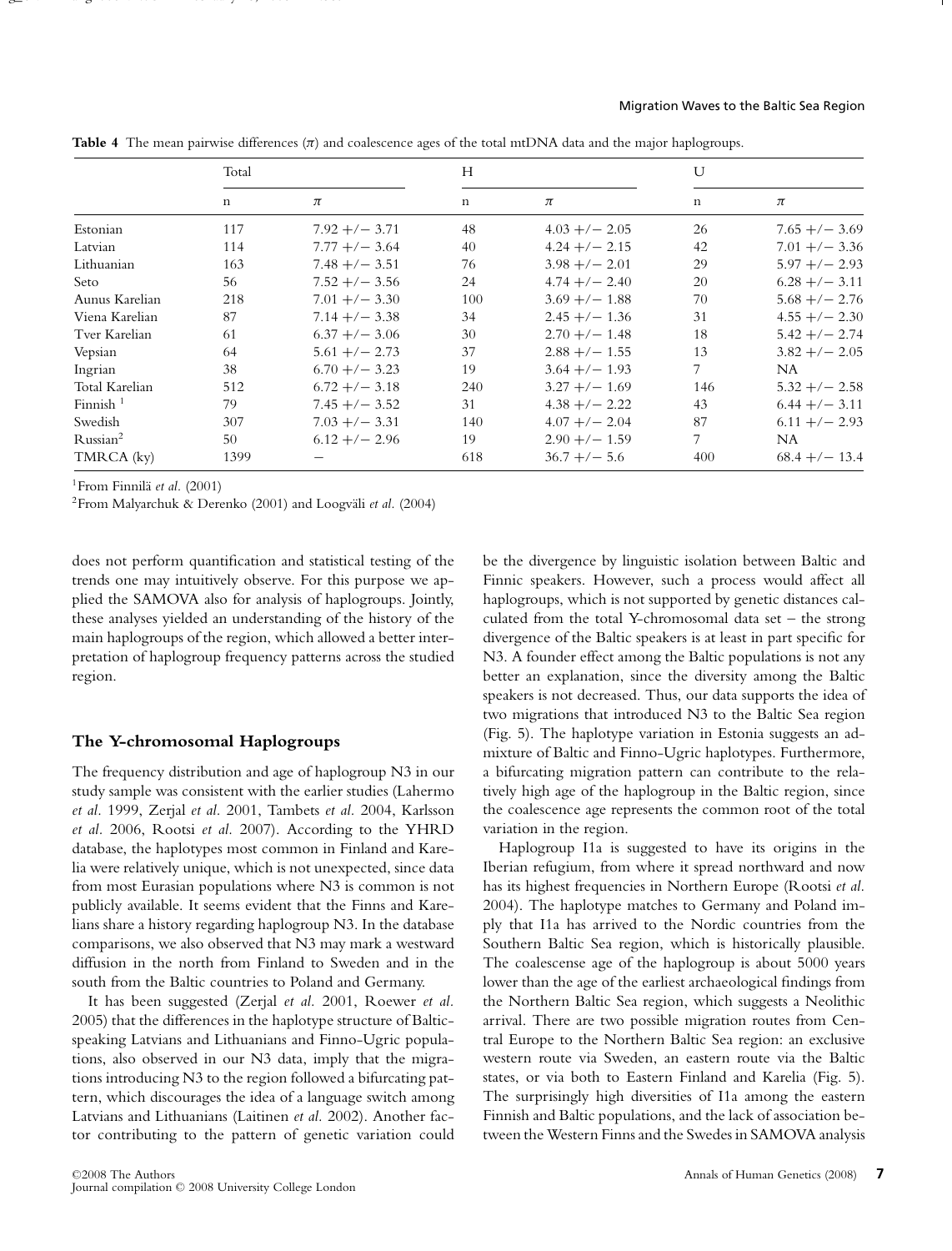**Table 4** The mean pairwise differences ($\pi$) and coalescence ages of the total mtDNA data and the major haplogroups.

| | Total | | H | | U | |
|---|---|---|---|---|---|---|
| | n | $\pi$ | n | $\pi$ | n | $\pi$ |
| Estonian | 117 | 7.92 +/− 3.71 | 48 | 4.03 +/− 2.05 | 26 | 7.65 +/− 3.69 |
| Latvian | 114 | 7.77 +/− 3.64 | 40 | 4.24 +/− 2.15 | 42 | 7.01 +/− 3.36 |
| Lithuanian | 163 | 7.48 +/− 3.51 | 76 | 3.98 +/− 2.01 | 29 | 5.97 +/− 2.93 |
| Seto | 56 | 7.52 +/− 3.56 | 24 | 4.74 +/− 2.40 | 20 | 6.28 +/− 3.11 |
| Aunus Karelian | 218 | 7.01 +/− 3.30 | 100 | 3.69 +/− 1.88 | 70 | 5.68 +/− 2.76 |
| Viena Karelian | 87 | 7.14 +/− 3.38 | 34 | 2.45 +/− 1.36 | 31 | 4.55 +/− 2.30 |
| Tver Karelian | 61 | 6.37 +/− 3.06 | 30 | 2.70 +/− 1.48 | 18 | 5.42 +/− 2.74 |
| Vepsian | 64 | 5.61 +/− 2.73 | 37 | 2.88 +/− 1.55 | 13 | 3.82 +/− 2.05 |
| Ingrian | 38 | 6.70 +/− 3.23 | 19 | 3.64 +/− 1.93 | 7 | NA |
| Total Karelian | 512 | 6.72 +/− 3.18 | 240 | 3.27 +/− 1.69 | 146 | 5.32 +/− 2.58 |
| Finnish [1] | 79 | 7.45 +/− 3.52 | 31 | 4.38 +/− 2.22 | 43 | 6.44 +/− 3.11 |
| Swedish | 307 | 7.03 +/− 3.31 | 140 | 4.07 +/− 2.04 | 87 | 6.11 +/− 2.93 |
| Russian[2] | 50 | 6.12 +/− 2.96 | 19 | 2.90 +/− 1.59 | 7 | NA |
| TMRCA (ky) | 1399 | − | 618 | 36.7 +/− 5.6 | 400 | 68.4 +/− 13.4 |

[1]From Finnilä *et al.* (2001)
[2]From Malyarchuk & Derenko (2001) and Loogväli *et al.* (2004)

does not perform quantification and statistical testing of the trends one may intuitively observe. For this purpose we applied the SAMOVA also for analysis of haplogroups. Jointly, these analyses yielded an understanding of the history of the main haplogroups of the region, which allowed a better interpretation of haplogroup frequency patterns across the studied region.

## The Y-chromosomal Haplogroups

The frequency distribution and age of haplogroup N3 in our study sample was consistent with the earlier studies (Lahermo *et al.* 1999, Zerjal *et al.* 2001, Tambets *et al.* 2004, Karlsson *et al.* 2006, Rootsi *et al.* 2007). According to the YHRD database, the haplotypes most common in Finland and Karelia were relatively unique, which is not unexpected, since data from most Eurasian populations where N3 is common is not publicly available. It seems evident that the Finns and Karelians share a history regarding haplogroup N3. In the database comparisons, we also observed that N3 may mark a westward diffusion in the north from Finland to Sweden and in the south from the Baltic countries to Poland and Germany.

It has been suggested (Zerjal *et al.* 2001, Roewer *et al.* 2005) that the differences in the haplotype structure of Baltic-speaking Latvians and Lithuanians and Finno-Ugric populations, also observed in our N3 data, imply that the migrations introducing N3 to the region followed a bifurcating pattern, which discourages the idea of a language switch among Latvians and Lithuanians (Laitinen *et al.* 2002). Another factor contributing to the pattern of genetic variation could be the divergence by linguistic isolation between Baltic and Finnic speakers. However, such a process would affect all haplogroups, which is not supported by genetic distances calculated from the total Y-chromosomal data set – the strong divergence of the Baltic speakers is at least in part specific for N3. A founder effect among the Baltic populations is not any better an explanation, since the diversity among the Baltic speakers is not decreased. Thus, our data supports the idea of two migrations that introduced N3 to the Baltic Sea region (Fig. 5). The haplotype variation in Estonia suggests an admixture of Baltic and Finno-Ugric haplotypes. Furthermore, a bifurcating migration pattern can contribute to the relatively high age of the haplogroup in the Baltic region, since the coalescence age represents the common root of the total variation in the region.

Haplogroup I1a is suggested to have its origins in the Iberian refugium, from where it spread northward and now has its highest frequencies in Northern Europe (Rootsi *et al.* 2004). The haplotype matches to Germany and Poland imply that I1a has arrived to the Nordic countries from the Southern Baltic Sea region, which is historically plausible. The coalescense age of the haplogroup is about 5000 years lower than the age of the earliest archaeological findings from the Northern Baltic Sea region, which suggests a Neolithic arrival. There are two possible migration routes from Central Europe to the Northern Baltic Sea region: an exclusive western route via Sweden, an eastern route via the Baltic states, or via both to Eastern Finland and Karelia (Fig. 5). The surprisingly high diversities of I1a among the eastern Finnish and Baltic populations, and the lack of association between the Western Finns and the Swedes in SAMOVA analysis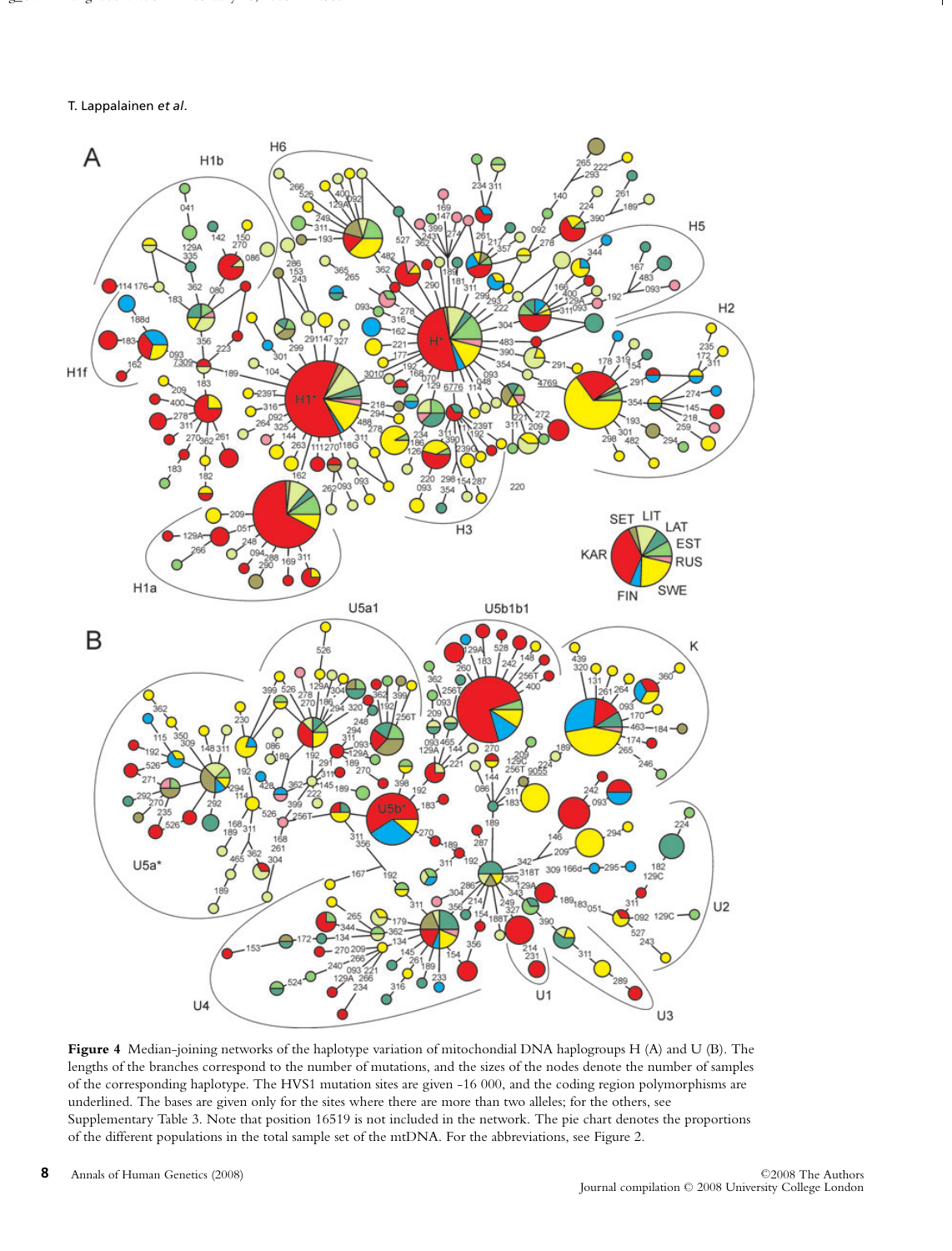**Figure 4** Median-joining networks of the haplotype variation of mitochondrial DNA haplogroups H (A) and U (B). The lengths of the branches correspond to the number of mutations, and the sizes of the nodes denote the number of samples of the corresponding haplotype. The HVS1 mutation sites are given -16 000, and the coding region polymorphisms are underlined. The bases are given only for the sites where there are more than two alleles; for the others, see Supplementary Table 3. Note that position 16519 is not included in the network. The pie chart denotes the proportions of the different populations in the total sample set of the mtDNA. For the abbreviations, see Figure 2.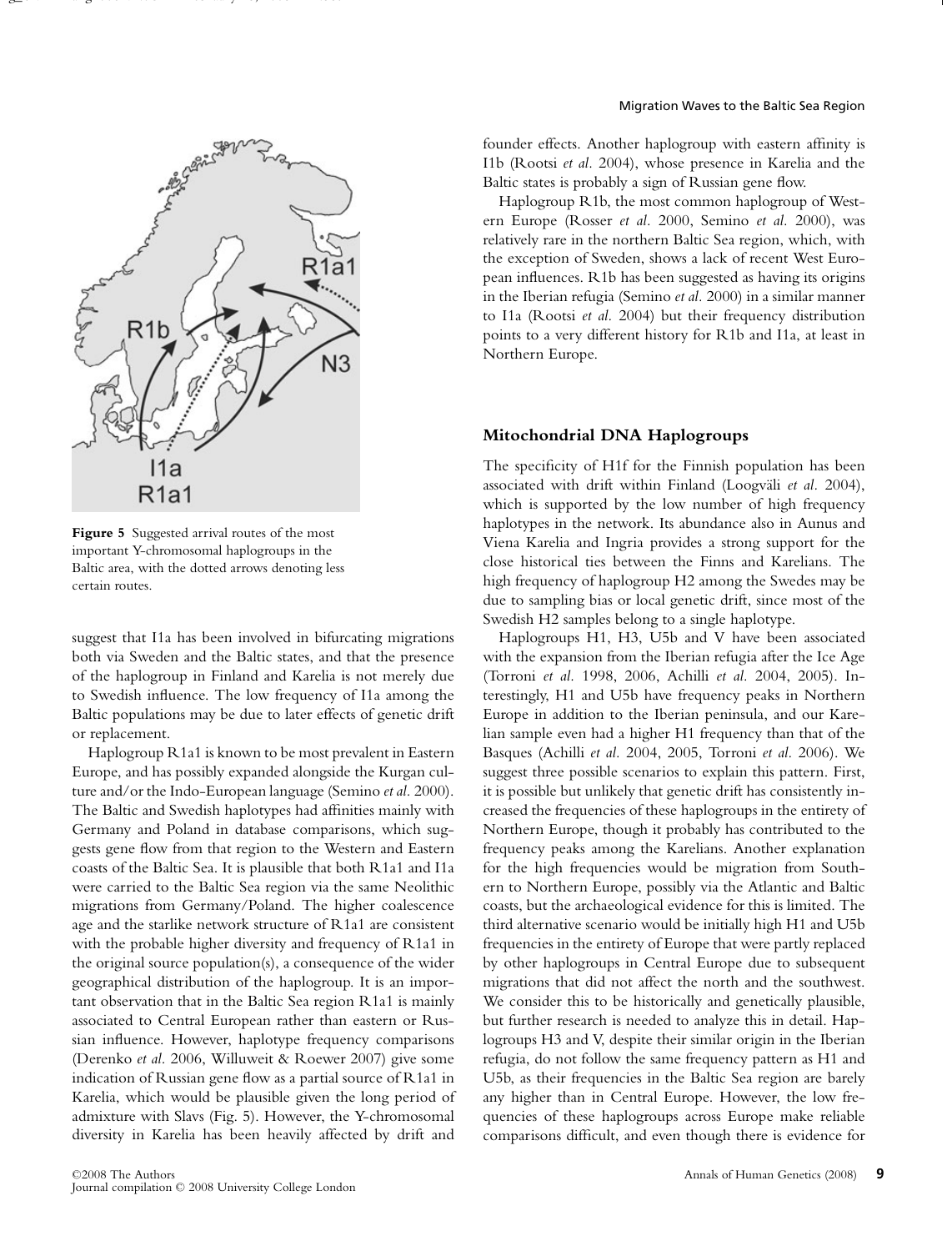Figure 5 Suggested arrival routes of the most important Y-chromosomal haplogroups in the Baltic area, with the dotted arrows denoting less certain routes.

suggest that I1a has been involved in bifurcating migrations both via Sweden and the Baltic states, and that the presence of the haplogroup in Finland and Karelia is not merely due to Swedish influence. The low frequency of I1a among the Baltic populations may be due to later effects of genetic drift or replacement.

Haplogroup R1a1 is known to be most prevalent in Eastern Europe, and has possibly expanded alongside the Kurgan culture and/or the Indo-European language (Semino *et al.* 2000). The Baltic and Swedish haplotypes had affinities mainly with Germany and Poland in database comparisons, which suggests gene flow from that region to the Western and Eastern coasts of the Baltic Sea. It is plausible that both R1a1 and I1a were carried to the Baltic Sea region via the same Neolithic migrations from Germany/Poland. The higher coalescence age and the starlike network structure of R1a1 are consistent with the probable higher diversity and frequency of R1a1 in the original source population(s), a consequence of the wider geographical distribution of the haplogroup. It is an important observation that in the Baltic Sea region R1a1 is mainly associated to Central European rather than eastern or Russian influence. However, haplotype frequency comparisons (Derenko *et al.* 2006, Willuweit & Roewer 2007) give some indication of Russian gene flow as a partial source of R1a1 in Karelia, which would be plausible given the long period of admixture with Slavs (Fig. 5). However, the Y-chromosomal diversity in Karelia has been heavily affected by drift and founder effects. Another haplogroup with eastern affinity is I1b (Rootsi *et al.* 2004), whose presence in Karelia and the Baltic states is probably a sign of Russian gene flow.

Haplogroup R1b, the most common haplogroup of Western Europe (Rosser *et al.* 2000, Semino *et al.* 2000), was relatively rare in the northern Baltic Sea region, which, with the exception of Sweden, shows a lack of recent West European influences. R1b has been suggested as having its origins in the Iberian refugia (Semino *et al.* 2000) in a similar manner to I1a (Rootsi *et al.* 2004) but their frequency distribution points to a very different history for R1b and I1a, at least in Northern Europe.

## Mitochondrial DNA Haplogroups

The specificity of H1f for the Finnish population has been associated with drift within Finland (Loogväli *et al.* 2004), which is supported by the low number of high frequency haplotypes in the network. Its abundance also in Aunus and Viena Karelia and Ingria provides a strong support for the close historical ties between the Finns and Karelians. The high frequency of haplogroup H2 among the Swedes may be due to sampling bias or local genetic drift, since most of the Swedish H2 samples belong to a single haplotype.

Haplogroups H1, H3, U5b and V have been associated with the expansion from the Iberian refugia after the Ice Age (Torroni *et al.* 1998, 2006, Achilli *et al.* 2004, 2005). Interestingly, H1 and U5b have frequency peaks in Northern Europe in addition to the Iberian peninsula, and our Karelian sample even had a higher H1 frequency than that of the Basques (Achilli *et al.* 2004, 2005, Torroni *et al.* 2006). We suggest three possible scenarios to explain this pattern. First, it is possible but unlikely that genetic drift has consistently increased the frequencies of these haplogroups in the entirety of Northern Europe, though it probably has contributed to the frequency peaks among the Karelians. Another explanation for the high frequencies would be migration from Southern to Northern Europe, possibly via the Atlantic and Baltic coasts, but the archaeological evidence for this is limited. The third alternative scenario would be initially high H1 and U5b frequencies in the entirety of Europe that were partly replaced by other haplogroups in Central Europe due to subsequent migrations that did not affect the north and the southwest. We consider this to be historically and genetically plausible, but further research is needed to analyze this in detail. Haplogroups H3 and V, despite their similar origin in the Iberian refugia, do not follow the same frequency pattern as H1 and U5b, as their frequencies in the Baltic Sea region are barely any higher than in Central Europe. However, the low frequencies of these haplogroups across Europe make reliable comparisons difficult, and even though there is evidence for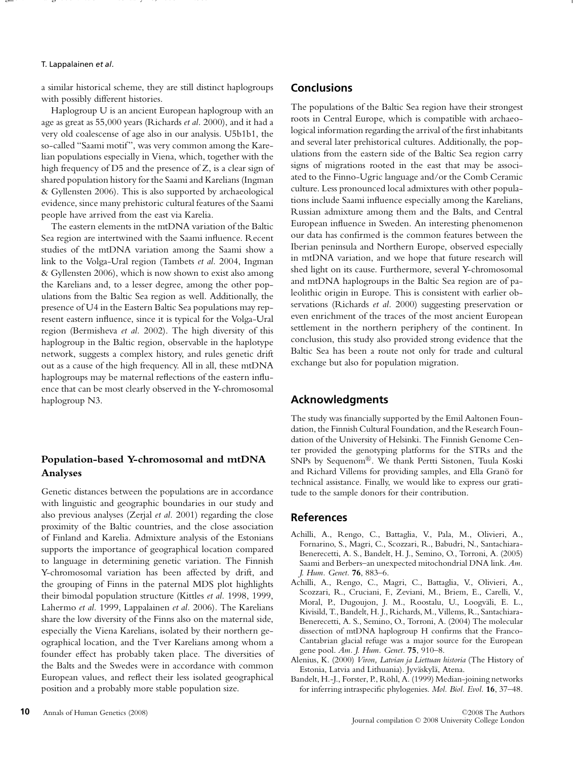a similar historical scheme, they are still distinct haplogroups with possibly different histories.

Haplogroup U is an ancient European haplogroup with an age as great as 55,000 years (Richards *et al.* 2000), and it had a very old coalescense of age also in our analysis. U5b1b1, the so-called "Saami motif", was very common among the Karelian populations especially in Viena, which, together with the high frequency of D5 and the presence of Z, is a clear sign of shared population history for the Saami and Karelians (Ingman & Gyllensten 2006). This is also supported by archaeological evidence, since many prehistoric cultural features of the Saami people have arrived from the east via Karelia.

The eastern elements in the mtDNA variation of the Baltic Sea region are intertwined with the Saami influence. Recent studies of the mtDNA variation among the Saami show a link to the Volga-Ural region (Tambets *et al.* 2004, Ingman & Gyllensten 2006), which is now shown to exist also among the Karelians and, to a lesser degree, among the other populations from the Baltic Sea region as well. Additionally, the presence of U4 in the Eastern Baltic Sea populations may represent eastern influence, since it is typical for the Volga-Ural region (Bermisheva *et al.* 2002). The high diversity of this haplogroup in the Baltic region, observable in the haplotype network, suggests a complex history, and rules genetic drift out as a cause of the high frequency. All in all, these mtDNA haplogroups may be maternal reflections of the eastern influence that can be most clearly observed in the Y-chromosomal haplogroup N3.

### Population-based Y-chromosomal and mtDNA Analyses

Genetic distances between the populations are in accordance with linguistic and geographic boundaries in our study and also previous analyses (Zerjal *et al.* 2001) regarding the close proximity of the Baltic countries, and the close association of Finland and Karelia. Admixture analysis of the Estonians supports the importance of geographical location compared to language in determining genetic variation. The Finnish Y-chromosomal variation has been affected by drift, and the grouping of Finns in the paternal MDS plot highlights their bimodal population structure (Kittles *et al.* 1998, 1999, Lahermo *et al.* 1999, Lappalainen *et al.* 2006). The Karelians share the low diversity of the Finns also on the maternal side, especially the Viena Karelians, isolated by their northern geographical location, and the Tver Karelians among whom a founder effect has probably taken place. The diversities of the Balts and the Swedes were in accordance with common European values, and reflect their less isolated geographical position and a probably more stable population size.

## Conclusions

The populations of the Baltic Sea region have their strongest roots in Central Europe, which is compatible with archaeological information regarding the arrival of the first inhabitants and several later prehistorical cultures. Additionally, the populations from the eastern side of the Baltic Sea region carry signs of migrations rooted in the east that may be associated to the Finno-Ugric language and/or the Comb Ceramic culture. Less pronounced local admixtures with other populations include Saami influence especially among the Karelians, Russian admixture among them and the Balts, and Central European influence in Sweden. An interesting phenomenon our data has confirmed is the common features between the Iberian peninsula and Northern Europe, observed especially in mtDNA variation, and we hope that future research will shed light on its cause. Furthermore, several Y-chromosomal and mtDNA haplogroups in the Baltic Sea region are of paleolithic origin in Europe. This is consistent with earlier observations (Richards *et al.* 2000) suggesting preservation or even enrichment of the traces of the most ancient European settlement in the northern periphery of the continent. In conclusion, this study also provided strong evidence that the Baltic Sea has been a route not only for trade and cultural exchange but also for population migration.

## Acknowledgments

The study was financially supported by the Emil Aaltonen Foundation, the Finnish Cultural Foundation, and the Research Foundation of the University of Helsinki. The Finnish Genome Center provided the genotyping platforms for the STRs and the SNPs by Sequenom®. We thank Pertti Sistonen, Tuula Koski and Richard Villems for providing samples, and Ella Granö for technical assistance. Finally, we would like to express our gratitude to the sample donors for their contribution.

## References

Achilli, A., Rengo, C., Battaglia, V., Pala, M., Olivieri, A., Fornarino, S., Magri, C., Scozzari, R., Babudri, N., Santachiara-Benerecetti, A. S., Bandelt, H. J., Semino, O., Torroni, A. (2005) Saami and Berbers–an unexpected mitochondrial DNA link. *Am. J. Hum. Genet.* **76**, 883–6.

Achilli, A., Rengo, C., Magri, C., Battaglia, V., Olivieri, A., Scozzari, R., Cruciani, F., Zeviani, M., Briem, E., Carelli, V., Moral, P., Dugoujon, J. M., Roostalu, U., Loogväli, E. L., Kivisild, T., Bandelt, H. J., Richards, M., Villems, R., Santachiara-Benerecetti, A. S., Semino, O., Torroni, A. (2004) The molecular dissection of mtDNA haplogroup H confirms that the Franco-Cantabrian glacial refuge was a major source for the European gene pool. *Am. J. Hum. Genet.* **75**, 910–8.

Alenius, K. (2000) *Viron, Latvian ja Liettuan historia* (The History of Estonia, Latvia and Lithuania). Jyväskylä, Atena.

Bandelt, H.-J., Forster, P., Röhl, A. (1999) Median-joining networks for inferring intraspecific phylogenies. *Mol. Biol. Evol.* **16**, 37–48.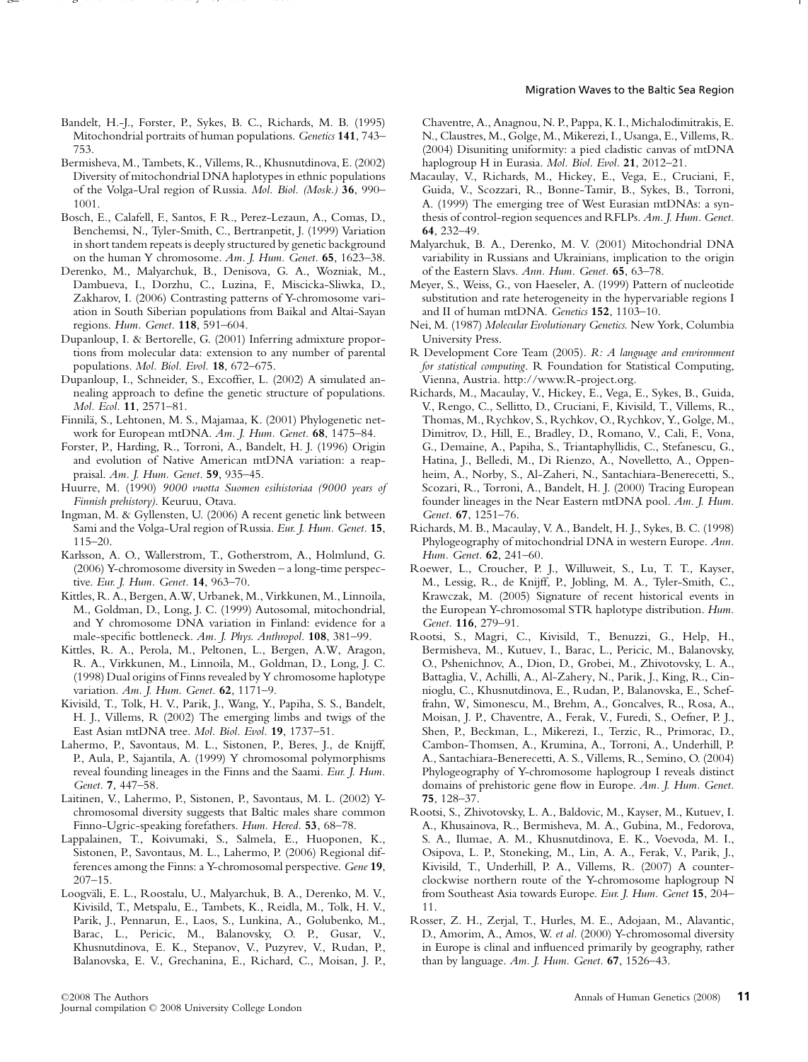Bandelt, H.-J., Forster, P., Sykes, B. C., Richards, M. B. (1995) Mitochondrial portraits of human populations. *Genetics* **141**, 743–753.

Bermisheva, M., Tambets, K., Villems, R., Khusnutdinova, E. (2002) Diversity of mitochondrial DNA haplotypes in ethnic populations of the Volga-Ural region of Russia. *Mol. Biol. (Mosk.)* **36**, 990–1001.

Bosch, E., Calafell, F., Santos, F. R., Perez-Lezaun, A., Comas, D., Benchemsi, N., Tyler-Smith, C., Bertranpetit, J. (1999) Variation in short tandem repeats is deeply structured by genetic background on the human Y chromosome. *Am. J. Hum. Genet.* **65**, 1623–38.

Derenko, M., Malyarchuk, B., Denisova, G. A., Wozniak, M., Dambueva, I., Dorzhu, C., Luzina, F., Miscicka-Sliwka, D., Zakharov, I. (2006) Contrasting patterns of Y-chromosome variation in South Siberian populations from Baikal and Altai-Sayan regions. *Hum. Genet.* **118**, 591–604.

Dupanloup, I. & Bertorelle, G. (2001) Inferring admixture proportions from molecular data: extension to any number of parental populations. *Mol. Biol. Evol.* **18**, 672–675.

Dupanloup, I., Schneider, S., Excoffier, L. (2002) A simulated annealing approach to define the genetic structure of populations. *Mol. Ecol.* **11**, 2571–81.

Finnilä, S., Lehtonen, M. S., Majamaa, K. (2001) Phylogenetic network for European mtDNA. *Am. J. Hum. Genet.* **68**, 1475–84.

Forster, P., Harding, R., Torroni, A., Bandelt, H. J. (1996) Origin and evolution of Native American mtDNA variation: a reappraisal. *Am. J. Hum. Genet.* **59**, 935–45.

Huurre, M. (1990) *9000 vuotta Suomen esihistoriaa (9000 years of Finnish prehistory)*. Keuruu, Otava.

Ingman, M. & Gyllensten, U. (2006) A recent genetic link between Sami and the Volga-Ural region of Russia. *Eur. J. Hum. Genet.* **15**, 115–20.

Karlsson, A. O., Wallerstrom, T., Gotherstrom, A., Holmlund, G. (2006) Y-chromosome diversity in Sweden – a long-time perspective. *Eur. J. Hum. Genet.* **14**, 963–70.

Kittles, R. A., Bergen, A.W, Urbanek, M., Virkkunen, M., Linnoila, M., Goldman, D., Long, J. C. (1999) Autosomal, mitochondrial, and Y chromosome DNA variation in Finland: evidence for a male-specific bottleneck. *Am. J. Phys. Anthropol.* **108**, 381–99.

Kittles, R. A., Perola, M., Peltonen, L., Bergen, A.W, Aragon, R. A., Virkkunen, M., Linnoila, M., Goldman, D., Long, J. C. (1998) Dual origins of Finns revealed by Y chromosome haplotype variation. *Am. J. Hum. Genet.* **62**, 1171–9.

Kivisild, T., Tolk, H. V., Parik, J., Wang, Y., Papiha, S. S., Bandelt, H. J., Villems, R (2002) The emerging limbs and twigs of the East Asian mtDNA tree. *Mol. Biol. Evol.* **19**, 1737–51.

Lahermo, P., Savontaus, M. L., Sistonen, P., Beres, J., de Knijff, P., Aula, P., Sajantila, A. (1999) Y chromosomal polymorphisms reveal founding lineages in the Finns and the Saami. *Eur. J. Hum. Genet.* **7**, 447–58.

Laitinen, V., Lahermo, P., Sistonen, P., Savontaus, M. L. (2002) Y-chromosomal diversity suggests that Baltic males share common Finno-Ugric-speaking forefathers. *Hum. Hered.* **53**, 68–78.

Lappalainen, T., Koivumaki, S., Salmela, E., Huoponen, K., Sistonen, P., Savontaus, M. L., Lahermo, P. (2006) Regional differences among the Finns: a Y-chromosomal perspective. *Gene* **19**, 207–15.

Loogväli, E. L., Roostalu, U., Malyarchuk, B. A., Derenko, M. V., Kivisild, T., Metspalu, E., Tambets, K., Reidla, M., Tolk, H. V., Parik, J., Pennarun, E., Laos, S., Lunkina, A., Golubenko, M., Barac, L., Pericic, M., Balanovsky, O. P., Gusar, V., Khusnutdinova, E. K., Stepanov, V., Puzyrev, V., Rudan, P., Balanovska, E. V., Grechanina, E., Richard, C., Moisan, J. P., Chaventre, A., Anagnou, N. P., Pappa, K. I., Michalodimitrakis, E. N., Claustres, M., Golge, M., Mikerezi, I., Usanga, E., Villems, R. (2004) Disuniting uniformity: a pied cladistic canvas of mtDNA haplogroup H in Eurasia. *Mol. Biol. Evol.* **21**, 2012–21.

Macaulay, V., Richards, M., Hickey, E., Vega, E., Cruciani, F., Guida, V., Scozzari, R., Bonne-Tamir, B., Sykes, B., Torroni, A. (1999) The emerging tree of West Eurasian mtDNAs: a synthesis of control-region sequences and RFLPs. *Am. J. Hum. Genet.* **64**, 232–49.

Malyarchuk, B. A., Derenko, M. V. (2001) Mitochondrial DNA variability in Russians and Ukrainians, implication to the origin of the Eastern Slavs. *Ann. Hum. Genet.* **65**, 63–78.

Meyer, S., Weiss, G., von Haeseler, A. (1999) Pattern of nucleotide substitution and rate heterogeneity in the hypervariable regions I and II of human mtDNA. *Genetics* **152**, 1103–10.

Nei, M. (1987) *Molecular Evolutionary Genetics*. New York, Columbia University Press.

R Development Core Team (2005). *R: A language and environment for statistical computing*. R Foundation for Statistical Computing, Vienna, Austria. http://www.R-project.org.

Richards, M., Macaulay, V., Hickey, E., Vega, E., Sykes, B., Guida, V., Rengo, C., Sellitto, D., Cruciani, F., Kivisild, T., Villems, R., Thomas, M., Rychkov, S., Rychkov, O., Rychkov, Y., Golge, M., Dimitrov, D., Hill, E., Bradley, D., Romano, V., Cali, F., Vona, G., Demaine, A., Papiha, S., Triantaphyllidis, C., Stefanescu, G., Hatina, J., Belledi, M., Di Rienzo, A., Novelletto, A., Oppenheim, A., Norby, S., Al-Zaheri, N., Santachiara-Benerecetti, S., Scozari, R., Torroni, A., Bandelt, H. J. (2000) Tracing European founder lineages in the Near Eastern mtDNA pool. *Am. J. Hum. Genet.* **67**, 1251–76.

Richards, M. B., Macaulay, V. A., Bandelt, H. J., Sykes, B. C. (1998) Phylogeography of mitochondrial DNA in western Europe. *Ann. Hum. Genet.* **62**, 241–60.

Roewer, L., Croucher, P. J., Willuweit, S., Lu, T. T., Kayser, M., Lessig, R., de Knijff, P., Jobling, M. A., Tyler-Smith, C., Krawczak, M. (2005) Signature of recent historical events in the European Y-chromosomal STR haplotype distribution. *Hum. Genet.* **116**, 279–91.

Rootsi, S., Magri, C., Kivisild, T., Benuzzi, G., Help, H., Bermisheva, M., Kutuev, I., Barac, L., Pericic, M., Balanovsky, O., Pshenichnov, A., Dion, D., Grobei, M., Zhivotovsky, L. A., Battaglia, V., Achilli, A., Al-Zahery, N., Parik, J., King, R., Cinnioglu, C., Khusnutdinova, E., Rudan, P., Balanovska, E., Scheffrahn, W, Simonescu, M., Brehm, A., Goncalves, R., Rosa, A., Moisan, J. P., Chaventre, A., Ferak, V., Furedi, S., Oefner, P. J., Shen, P., Beckman, L., Mikerezi, I., Terzic, R., Primorac, D., Cambon-Thomsen, A., Krumina, A., Torroni, A., Underhill, P. A., Santachiara-Benerecetti, A. S., Villems, R., Semino, O. (2004) Phylogeography of Y-chromosome haplogroup I reveals distinct domains of prehistoric gene flow in Europe. *Am. J. Hum. Genet.* **75**, 128–37.

Rootsi, S., Zhivotovsky, L. A., Baldovic, M., Kayser, M., Kutuev, I. A., Khusainova, R., Bermisheva, M. A., Gubina, M., Fedorova, S. A., Ilumae, A. M., Khusnutdinova, E. K., Voevoda, M. I., Osipova, L. P., Stoneking, M., Lin, A. A., Ferak, V., Parik, J., Kivisild, T., Underhill, P. A., Villems, R. (2007) A counter-clockwise northern route of the Y-chromosome haplogroup N from Southeast Asia towards Europe. *Eur. J. Hum. Genet* **15**, 204–11.

Rosser, Z. H., Zerjal, T., Hurles, M. E., Adojaan, M., Alavantic, D., Amorim, A., Amos, W. *et al.* (2000) Y-chromosomal diversity in Europe is clinal and influenced primarily by geography, rather than by language. *Am. J. Hum. Genet.* **67**, 1526–43.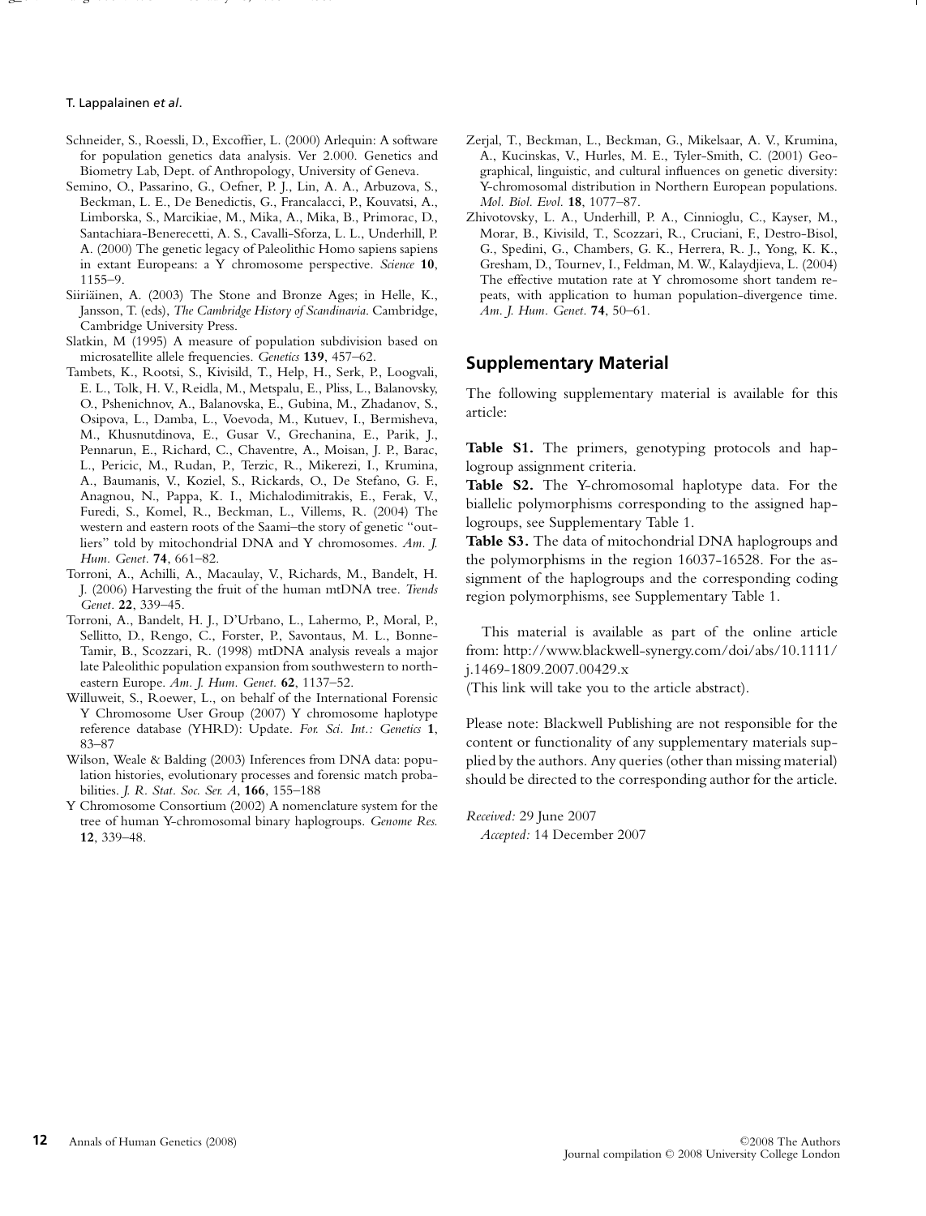Schneider, S., Roessli, D., Excoffier, L. (2000) Arlequin: A software for population genetics data analysis. Ver 2.000. Genetics and Biometry Lab, Dept. of Anthropology, University of Geneva.

Semino, O., Passarino, G., Oefner, P. J., Lin, A. A., Arbuzova, S., Beckman, L. E., De Benedictis, G., Francalacci, P., Kouvatsi, A., Limborska, S., Marcikiae, M., Mika, A., Mika, B., Primorac, D., Santachiara-Benerecetti, A. S., Cavalli-Sforza, L. L., Underhill, P. A. (2000) The genetic legacy of Paleolithic Homo sapiens sapiens in extant Europeans: a Y chromosome perspective. *Science* **10**, 1155–9.

Siiriäinen, A. (2003) The Stone and Bronze Ages; in Helle, K., Jansson, T. (eds), *The Cambridge History of Scandinavia*. Cambridge, Cambridge University Press.

Slatkin, M (1995) A measure of population subdivision based on microsatellite allele frequencies. *Genetics* **139**, 457–62.

Tambets, K., Rootsi, S., Kivisild, T., Help, H., Serk, P., Loogvali, E. L., Tolk, H. V., Reidla, M., Metspalu, E., Pliss, L., Balanovsky, O., Pshenichnov, A., Balanovska, E., Gubina, M., Zhadanov, S., Osipova, L., Damba, L., Voevoda, M., Kutuev, I., Bermisheva, M., Khusnutdinova, E., Gusar V., Grechanina, E., Parik, J., Pennarun, E., Richard, C., Chaventre, A., Moisan, J. P., Barac, L., Pericic, M., Rudan, P., Terzic, R., Mikerezi, I., Krumina, A., Baumanis, V., Koziel, S., Rickards, O., De Stefano, G. F., Anagnou, N., Pappa, K. I., Michalodimitrakis, E., Ferak, V., Furedi, S., Komel, R., Beckman, L., Villems, R. (2004) The western and eastern roots of the Saami–the story of genetic "outliers" told by mitochondrial DNA and Y chromosomes. *Am. J. Hum. Genet.* **74**, 661–82.

Torroni, A., Achilli, A., Macaulay, V., Richards, M., Bandelt, H. J. (2006) Harvesting the fruit of the human mtDNA tree. *Trends Genet.* **22**, 339–45.

Torroni, A., Bandelt, H. J., D'Urbano, L., Lahermo, P., Moral, P., Sellitto, D., Rengo, C., Forster, P., Savontaus, M. L., Bonne-Tamir, B., Scozzari, R. (1998) mtDNA analysis reveals a major late Paleolithic population expansion from southwestern to northeastern Europe. *Am. J. Hum. Genet.* **62**, 1137–52.

Willuweit, S., Roewer, L., on behalf of the International Forensic Y Chromosome User Group (2007) Y chromosome haplotype reference database (YHRD): Update. *For. Sci. Int.: Genetics* **1**, 83–87

Wilson, Weale & Balding (2003) Inferences from DNA data: population histories, evolutionary processes and forensic match probabilities. *J. R. Stat. Soc. Ser. A*, **166**, 155–188

Y Chromosome Consortium (2002) A nomenclature system for the tree of human Y-chromosomal binary haplogroups. *Genome Res.* **12**, 339–48.

Zerjal, T., Beckman, L., Beckman, G., Mikelsaar, A. V., Krumina, A., Kucinskas, V., Hurles, M. E., Tyler-Smith, C. (2001) Geographical, linguistic, and cultural influences on genetic diversity: Y-chromosomal distribution in Northern European populations. *Mol. Biol. Evol.* **18**, 1077–87.

Zhivotovsky, L. A., Underhill, P. A., Cinnioglu, C., Kayser, M., Morar, B., Kivisild, T., Scozzari, R., Cruciani, F., Destro-Bisol, G., Spedini, G., Chambers, G. K., Herrera, R. J., Yong, K. K., Gresham, D., Tournev, I., Feldman, M. W., Kalaydjieva, L. (2004) The effective mutation rate at Y chromosome short tandem repeats, with application to human population-divergence time. *Am. J. Hum. Genet.* **74**, 50–61.

## Supplementary Material

The following supplementary material is available for this article:

**Table S1.** The primers, genotyping protocols and haplogroup assignment criteria.

**Table S2.** The Y-chromosomal haplotype data. For the biallelic polymorphisms corresponding to the assigned haplogroups, see Supplementary Table 1.

**Table S3.** The data of mitochondrial DNA haplogroups and the polymorphisms in the region 16037-16528. For the assignment of the haplogroups and the corresponding coding region polymorphisms, see Supplementary Table 1.

This material is available as part of the online article from: http://www.blackwell-synergy.com/doi/abs/10.1111/j.1469-1809.2007.00429.x
(This link will take you to the article abstract).

Please note: Blackwell Publishing are not responsible for the content or functionality of any supplementary materials supplied by the authors. Any queries (other than missing material) should be directed to the corresponding author for the article.

*Received:* 29 June 2007
*Accepted:* 14 December 2007